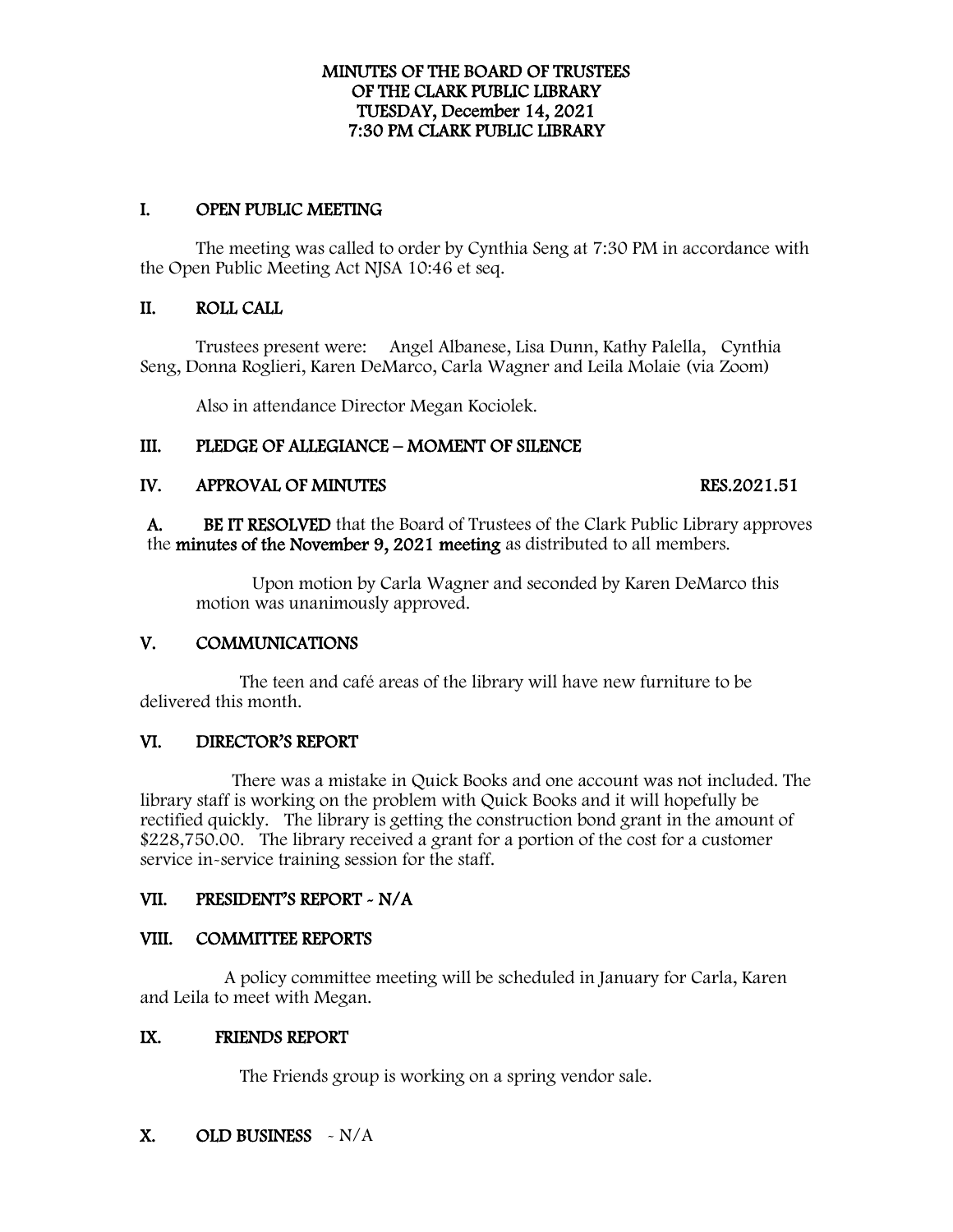# MINUTES OF THE BOARD OF TRUSTEES OF THE CLARK PUBLIC LIBRARY TUESDAY, December 14, 2021 7:30 PM CLARK PUBLIC LIBRARY

## I. OPEN PUBLIC MEETING

The meeting was called to order by Cynthia Seng at 7:30 PM in accordance with the Open Public Meeting Act NJSA 10:46 et seq.

## II. ROLL CALL

Trustees present were: Angel Albanese, Lisa Dunn, Kathy Palella, Cynthia Seng, Donna Roglieri, Karen DeMarco, Carla Wagner and Leila Molaie (via Zoom)

Also in attendance Director Megan Kociolek.

## III. PLEDGE OF ALLEGIANCE – MOMENT OF SILENCE

## IV. APPROVAL OF MINUTES RES.2021.51

**A. BE IT RESOLVED** that the Board of Trustees of the Clark Public Library approves the **minutes of the November 9, 2021 meeting** as distributed to all members.

Upon motion by Carla Wagner and seconded by Karen DeMarco this motion was unanimously approved.

## V. COMMUNICATIONS

The teen and café areas of the library will have new furniture to be delivered this month.

## VI. DIRECTOR'S REPORT

There was a mistake in Quick Books and one account was not included. The library staff is working on the problem with Quick Books and it will hopefully be rectified quickly. The library is getting the construction bond grant in the amount of $228,750.00. The library received a grant for a portion of the cost for a customer service in-service training session for the staff.

## VII. PRESIDENT'S REPORT - N/A

## VIII. COMMITTEE REPORTS

A policy committee meeting will be scheduled in January for Carla, Karen and Leila to meet with Megan.

## IX. FRIENDS REPORT

The Friends group is working on a spring vendor sale.

## X. OLD BUSINESS - N/A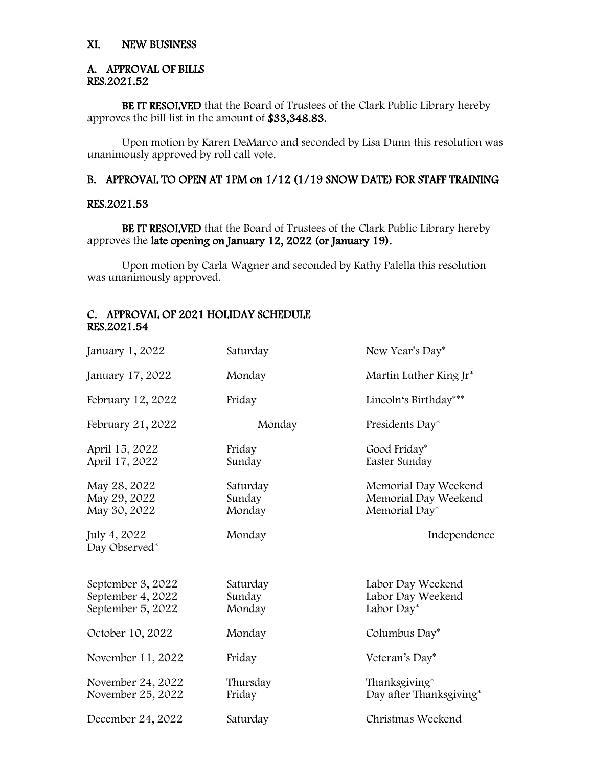## XI. NEW BUSINESS

### A. APPROVAL OF BILLS
### RES.2021.52

**BE IT RESOLVED** that the Board of Trustees of the Clark Public Library hereby approves the bill list in the amount of **$33,348.83.**

Upon motion by Karen DeMarco and seconded by Lisa Dunn this resolution was unanimously approved by roll call vote.

### B. APPROVAL TO OPEN AT 1PM on 1/12 (1/19 SNOW DATE) FOR STAFF TRAINING

### RES.2021.53

**BE IT RESOLVED** that the Board of Trustees of the Clark Public Library hereby approves the **late opening on January 12, 2022 (or January 19).**

Upon motion by Carla Wagner and seconded by Kathy Palella this resolution was unanimously approved.

### C. APPROVAL OF 2021 HOLIDAY SCHEDULE
### RES.2021.54

| | | |
|---|---|---|
| January 1, 2022 | Saturday | New Year's Day* |
| January 17, 2022 | Monday | Martin Luther King Jr* |
| February 12, 2022 | Friday | Lincoln's Birthday*** |
| February 21, 2022 | Monday | Presidents Day* |
| April 15, 2022 | Friday | Good Friday* |
| April 17, 2022 | Sunday | Easter Sunday |
| May 28, 2022 | Saturday | Memorial Day Weekend |
| May 29, 2022 | Sunday | Memorial Day Weekend |
| May 30, 2022 | Monday | Memorial Day* |
| July 4, 2022 | Monday | Independence Day Observed* |
| September 3, 2022 | Saturday | Labor Day Weekend |
| September 4, 2022 | Sunday | Labor Day Weekend |
| September 5, 2022 | Monday | Labor Day* |
| October 10, 2022 | Monday | Columbus Day* |
| November 11, 2022 | Friday | Veteran's Day* |
| November 24, 2022 | Thursday | Thanksgiving* |
| November 25, 2022 | Friday | Day after Thanksgiving* |
| December 24, 2022 | Saturday | Christmas Weekend |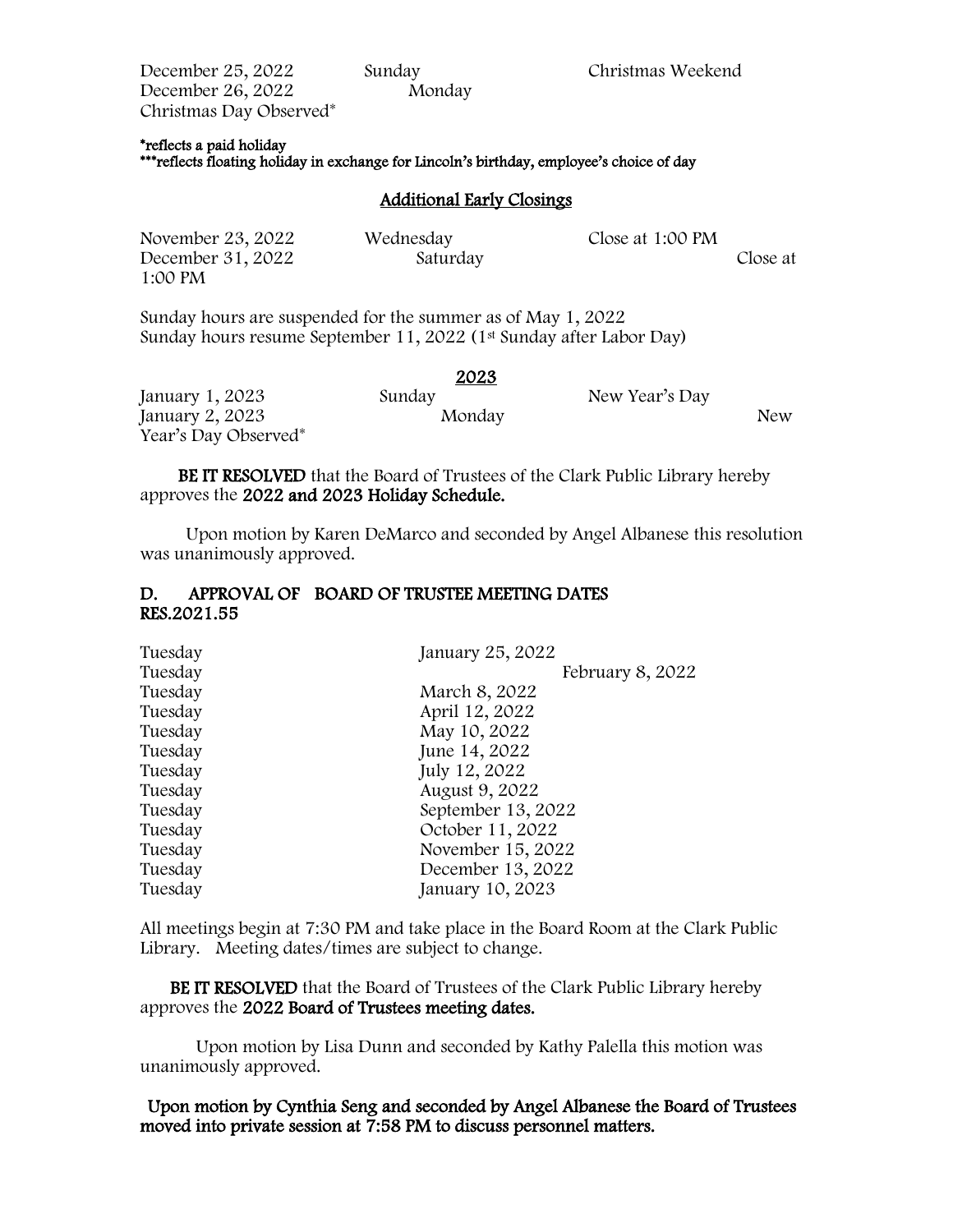| | | |
|---|---|---|
| December 25, 2022 | Sunday | Christmas Weekend |
| December 26, 2022 | Monday | Christmas Day Observed* |

*reflects a paid holiday
***reflects floating holiday in exchange for Lincoln's birthday, employee's choice of day

## Additional Early Closings

| | | |
|---|---|---|
| November 23, 2022 | Wednesday | Close at 1:00 PM |
| December 31, 2022 | Saturday | Close at 1:00 PM |

Sunday hours are suspended for the summer as of May 1, 2022
Sunday hours resume September 11, 2022 (1st Sunday after Labor Day)

## 2023

| | | |
|---|---|---|
| January 1, 2023 | Sunday | New Year's Day |
| January 2, 2023 | Monday | New Year's Day Observed* |

**BE IT RESOLVED** that the Board of Trustees of the Clark Public Library hereby approves the **2022 and 2023 Holiday Schedule.**

Upon motion by Karen DeMarco and seconded by Angel Albanese this resolution was unanimously approved.

## D. APPROVAL OF BOARD OF TRUSTEE MEETING DATES RES.2021.55

| | |
|---|---|
| Tuesday | January 25, 2022 |
| Tuesday | February 8, 2022 |
| Tuesday | March 8, 2022 |
| Tuesday | April 12, 2022 |
| Tuesday | May 10, 2022 |
| Tuesday | June 14, 2022 |
| Tuesday | July 12, 2022 |
| Tuesday | August 9, 2022 |
| Tuesday | September 13, 2022 |
| Tuesday | October 11, 2022 |
| Tuesday | November 15, 2022 |
| Tuesday | December 13, 2022 |
| Tuesday | January 10, 2023 |

All meetings begin at 7:30 PM and take place in the Board Room at the Clark Public Library. Meeting dates/times are subject to change.

**BE IT RESOLVED** that the Board of Trustees of the Clark Public Library hereby approves the **2022 Board of Trustees meeting dates.**

Upon motion by Lisa Dunn and seconded by Kathy Palella this motion was unanimously approved.

**Upon motion by Cynthia Seng and seconded by Angel Albanese the Board of Trustees moved into private session at 7:58 PM to discuss personnel matters.**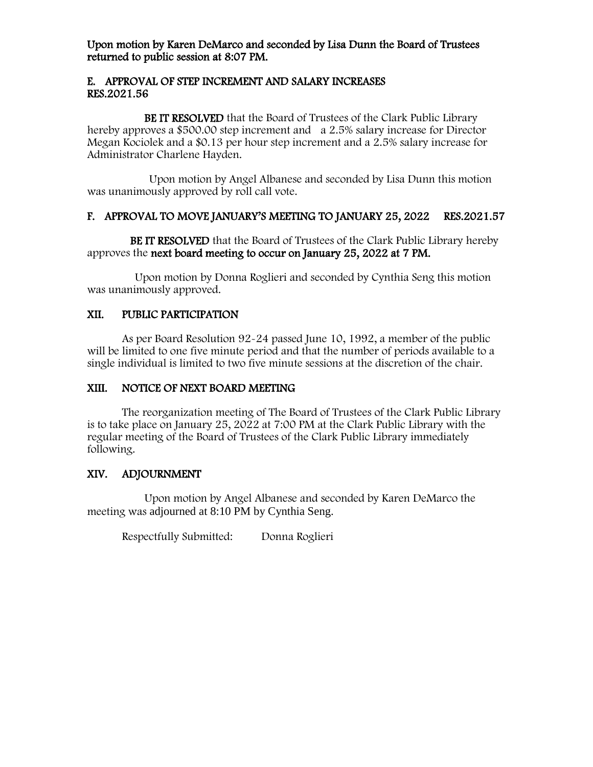**Upon motion by Karen DeMarco and seconded by Lisa Dunn the Board of Trustees returned to public session at 8:07 PM.**

### E. APPROVAL OF STEP INCREMENT AND SALARY INCREASES RES.2021.56

**BE IT RESOLVED** that the Board of Trustees of the Clark Public Library hereby approves a $500.00 step increment and a 2.5% salary increase for Director Megan Kociolek and a $0.13 per hour step increment and a 2.5% salary increase for Administrator Charlene Hayden.

Upon motion by Angel Albanese and seconded by Lisa Dunn this motion was unanimously approved by roll call vote.

### F. APPROVAL TO MOVE JANUARY'S MEETING TO JANUARY 25, 2022 RES.2021.57

**BE IT RESOLVED** that the Board of Trustees of the Clark Public Library hereby approves the **next board meeting to occur on January 25, 2022 at 7 PM.**

Upon motion by Donna Roglieri and seconded by Cynthia Seng this motion was unanimously approved.

## XII. PUBLIC PARTICIPATION

As per Board Resolution 92-24 passed June 10, 1992, a member of the public will be limited to one five minute period and that the number of periods available to a single individual is limited to two five minute sessions at the discretion of the chair.

## XIII. NOTICE OF NEXT BOARD MEETING

The reorganization meeting of The Board of Trustees of the Clark Public Library is to take place on January 25, 2022 at 7:00 PM at the Clark Public Library with the regular meeting of the Board of Trustees of the Clark Public Library immediately following.

## XIV. ADJOURNMENT

Upon motion by Angel Albanese and seconded by Karen DeMarco the meeting was adjourned at 8:10 PM by Cynthia Seng.

Respectfully Submitted: Donna Roglieri